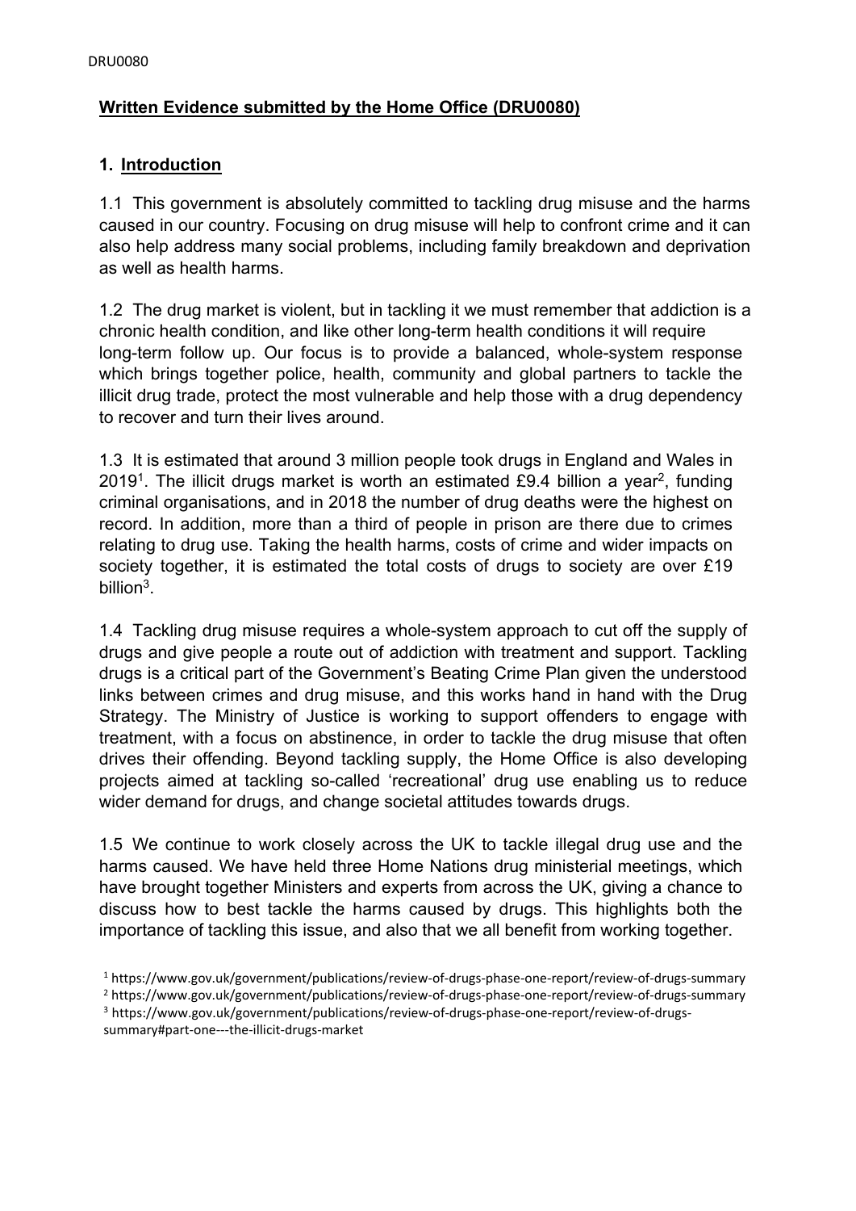# Written Evidence submitted by the Home Office (DRU0080)

## 1. Introduction

1.1 This government is absolutely committed to tackling drug misuse and the harms caused in our country. Focusing on drug misuse will help to confront crime and it can also help address many social problems, including family breakdown and deprivation as well as health harms.

1.2 The drug market is violent, but in tackling it we must remember that addiction is a chronic health condition, and like other long-term health conditions it will require long-term follow up. Our focus is to provide a balanced, whole-system response which brings together police, health, community and global partners to tackle the illicit drug trade, protect the most vulnerable and help those with a drug dependency to recover and turn their lives around.

1.3 It is estimated that around 3 million people took drugs in England and Wales in 2019[1]. The illicit drugs market is worth an estimated £9.4 billion a year[2], funding criminal organisations, and in 2018 the number of drug deaths were the highest on record. In addition, more than a third of people in prison are there due to crimes relating to drug use. Taking the health harms, costs of crime and wider impacts on society together, it is estimated the total costs of drugs to society are over £19 billion[3].

1.4 Tackling drug misuse requires a whole-system approach to cut off the supply of drugs and give people a route out of addiction with treatment and support. Tackling drugs is a critical part of the Government's Beating Crime Plan given the understood links between crimes and drug misuse, and this works hand in hand with the Drug Strategy. The Ministry of Justice is working to support offenders to engage with treatment, with a focus on abstinence, in order to tackle the drug misuse that often drives their offending. Beyond tackling supply, the Home Office is also developing projects aimed at tackling so-called 'recreational' drug use enabling us to reduce wider demand for drugs, and change societal attitudes towards drugs.

1.5 We continue to work closely across the UK to tackle illegal drug use and the harms caused. We have held three Home Nations drug ministerial meetings, which have brought together Ministers and experts from across the UK, giving a chance to discuss how to best tackle the harms caused by drugs. This highlights both the importance of tackling this issue, and also that we all benefit from working together.

[1] https://www.gov.uk/government/publications/review-of-drugs-phase-one-report/review-of-drugs-summary
[2] https://www.gov.uk/government/publications/review-of-drugs-phase-one-report/review-of-drugs-summary
[3] https://www.gov.uk/government/publications/review-of-drugs-phase-one-report/review-of-drugs-summary#part-one---the-illicit-drugs-market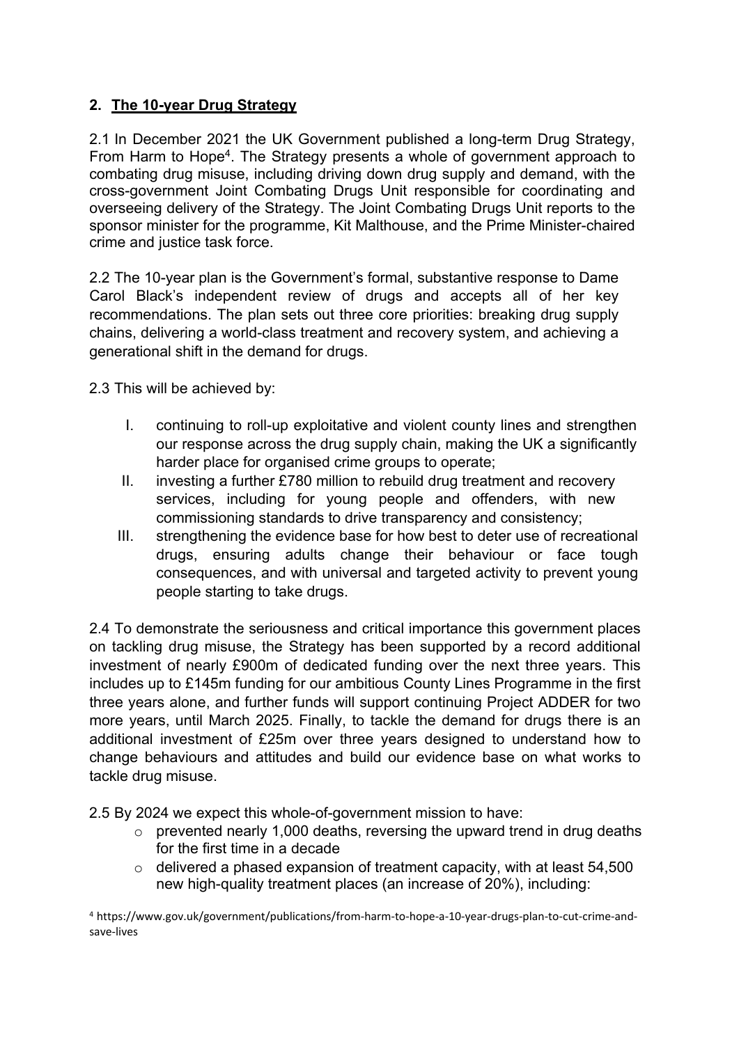## 2. The 10-year Drug Strategy

2.1 In December 2021 the UK Government published a long-term Drug Strategy, From Harm to Hope[4]. The Strategy presents a whole of government approach to combating drug misuse, including driving down drug supply and demand, with the cross-government Joint Combating Drugs Unit responsible for coordinating and overseeing delivery of the Strategy. The Joint Combating Drugs Unit reports to the sponsor minister for the programme, Kit Malthouse, and the Prime Minister-chaired crime and justice task force.

2.2 The 10-year plan is the Government's formal, substantive response to Dame Carol Black's independent review of drugs and accepts all of her key recommendations. The plan sets out three core priorities: breaking drug supply chains, delivering a world-class treatment and recovery system, and achieving a generational shift in the demand for drugs.

2.3 This will be achieved by:

I. continuing to roll-up exploitative and violent county lines and strengthen our response across the drug supply chain, making the UK a significantly harder place for organised crime groups to operate;
II. investing a further £780 million to rebuild drug treatment and recovery services, including for young people and offenders, with new commissioning standards to drive transparency and consistency;
III. strengthening the evidence base for how best to deter use of recreational drugs, ensuring adults change their behaviour or face tough consequences, and with universal and targeted activity to prevent young people starting to take drugs.

2.4 To demonstrate the seriousness and critical importance this government places on tackling drug misuse, the Strategy has been supported by a record additional investment of nearly £900m of dedicated funding over the next three years. This includes up to £145m funding for our ambitious County Lines Programme in the first three years alone, and further funds will support continuing Project ADDER for two more years, until March 2025. Finally, to tackle the demand for drugs there is an additional investment of £25m over three years designed to understand how to change behaviours and attitudes and build our evidence base on what works to tackle drug misuse.

2.5 By 2024 we expect this whole-of-government mission to have:

- prevented nearly 1,000 deaths, reversing the upward trend in drug deaths for the first time in a decade
- delivered a phased expansion of treatment capacity, with at least 54,500 new high-quality treatment places (an increase of 20%), including:

[4] https://www.gov.uk/government/publications/from-harm-to-hope-a-10-year-drugs-plan-to-cut-crime-and-save-lives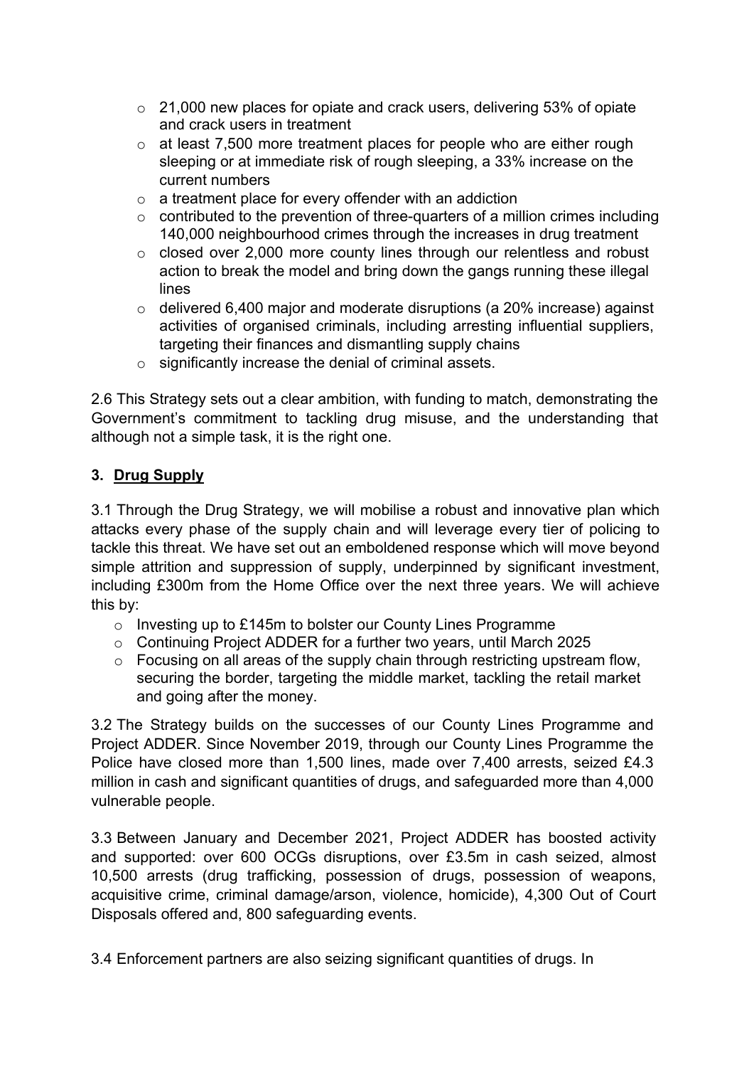- 21,000 new places for opiate and crack users, delivering 53% of opiate and crack users in treatment
- at least 7,500 more treatment places for people who are either rough sleeping or at immediate risk of rough sleeping, a 33% increase on the current numbers
- a treatment place for every offender with an addiction
- contributed to the prevention of three-quarters of a million crimes including 140,000 neighbourhood crimes through the increases in drug treatment
- closed over 2,000 more county lines through our relentless and robust action to break the model and bring down the gangs running these illegal lines
- delivered 6,400 major and moderate disruptions (a 20% increase) against activities of organised criminals, including arresting influential suppliers, targeting their finances and dismantling supply chains
- significantly increase the denial of criminal assets.

2.6 This Strategy sets out a clear ambition, with funding to match, demonstrating the Government's commitment to tackling drug misuse, and the understanding that although not a simple task, it is the right one.

## 3. Drug Supply

3.1 Through the Drug Strategy, we will mobilise a robust and innovative plan which attacks every phase of the supply chain and will leverage every tier of policing to tackle this threat. We have set out an emboldened response which will move beyond simple attrition and suppression of supply, underpinned by significant investment, including £300m from the Home Office over the next three years. We will achieve this by:

- Investing up to £145m to bolster our County Lines Programme
- Continuing Project ADDER for a further two years, until March 2025
- Focusing on all areas of the supply chain through restricting upstream flow, securing the border, targeting the middle market, tackling the retail market and going after the money.

3.2 The Strategy builds on the successes of our County Lines Programme and Project ADDER. Since November 2019, through our County Lines Programme the Police have closed more than 1,500 lines, made over 7,400 arrests, seized £4.3 million in cash and significant quantities of drugs, and safeguarded more than 4,000 vulnerable people.

3.3 Between January and December 2021, Project ADDER has boosted activity and supported: over 600 OCGs disruptions, over £3.5m in cash seized, almost 10,500 arrests (drug trafficking, possession of drugs, possession of weapons, acquisitive crime, criminal damage/arson, violence, homicide), 4,300 Out of Court Disposals offered and, 800 safeguarding events.

3.4 Enforcement partners are also seizing significant quantities of drugs. In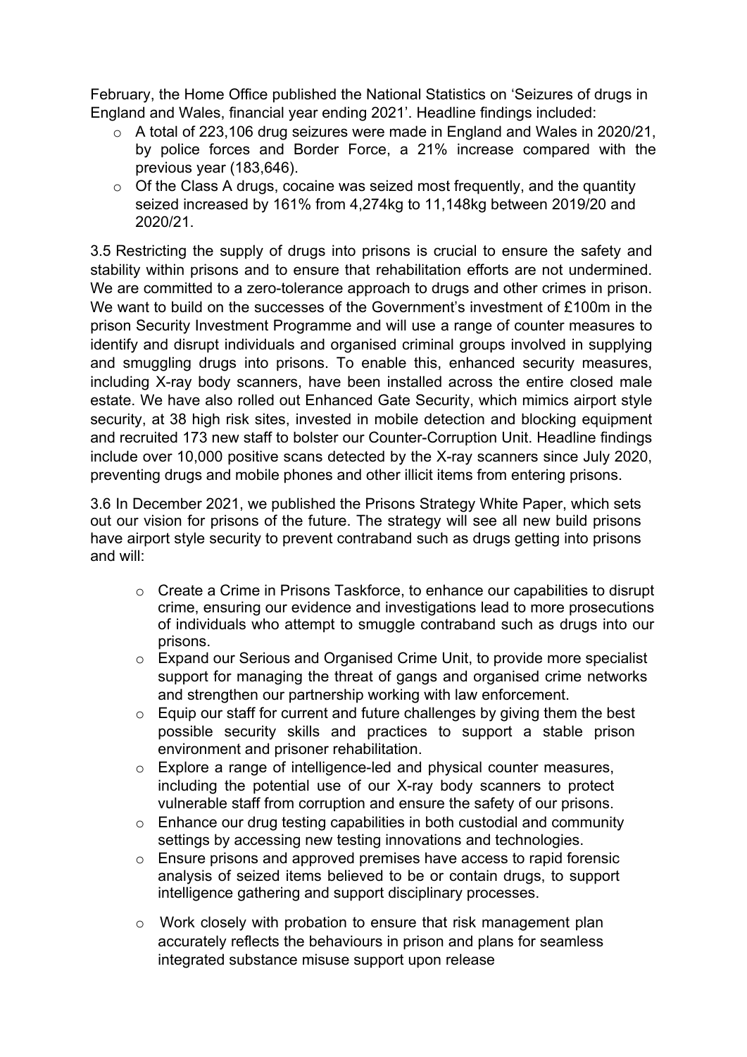February, the Home Office published the National Statistics on 'Seizures of drugs in England and Wales, financial year ending 2021'. Headline findings included:

- A total of 223,106 drug seizures were made in England and Wales in 2020/21, by police forces and Border Force, a 21% increase compared with the previous year (183,646).
- Of the Class A drugs, cocaine was seized most frequently, and the quantity seized increased by 161% from 4,274kg to 11,148kg between 2019/20 and 2020/21.

3.5 Restricting the supply of drugs into prisons is crucial to ensure the safety and stability within prisons and to ensure that rehabilitation efforts are not undermined. We are committed to a zero-tolerance approach to drugs and other crimes in prison. We want to build on the successes of the Government's investment of £100m in the prison Security Investment Programme and will use a range of counter measures to identify and disrupt individuals and organised criminal groups involved in supplying and smuggling drugs into prisons. To enable this, enhanced security measures, including X-ray body scanners, have been installed across the entire closed male estate. We have also rolled out Enhanced Gate Security, which mimics airport style security, at 38 high risk sites, invested in mobile detection and blocking equipment and recruited 173 new staff to bolster our Counter-Corruption Unit. Headline findings include over 10,000 positive scans detected by the X-ray scanners since July 2020, preventing drugs and mobile phones and other illicit items from entering prisons.

3.6 In December 2021, we published the Prisons Strategy White Paper, which sets out our vision for prisons of the future. The strategy will see all new build prisons have airport style security to prevent contraband such as drugs getting into prisons and will:

- Create a Crime in Prisons Taskforce, to enhance our capabilities to disrupt crime, ensuring our evidence and investigations lead to more prosecutions of individuals who attempt to smuggle contraband such as drugs into our prisons.
- Expand our Serious and Organised Crime Unit, to provide more specialist support for managing the threat of gangs and organised crime networks and strengthen our partnership working with law enforcement.
- Equip our staff for current and future challenges by giving them the best possible security skills and practices to support a stable prison environment and prisoner rehabilitation.
- Explore a range of intelligence-led and physical counter measures, including the potential use of our X-ray body scanners to protect vulnerable staff from corruption and ensure the safety of our prisons.
- Enhance our drug testing capabilities in both custodial and community settings by accessing new testing innovations and technologies.
- Ensure prisons and approved premises have access to rapid forensic analysis of seized items believed to be or contain drugs, to support intelligence gathering and support disciplinary processes.
- Work closely with probation to ensure that risk management plan accurately reflects the behaviours in prison and plans for seamless integrated substance misuse support upon release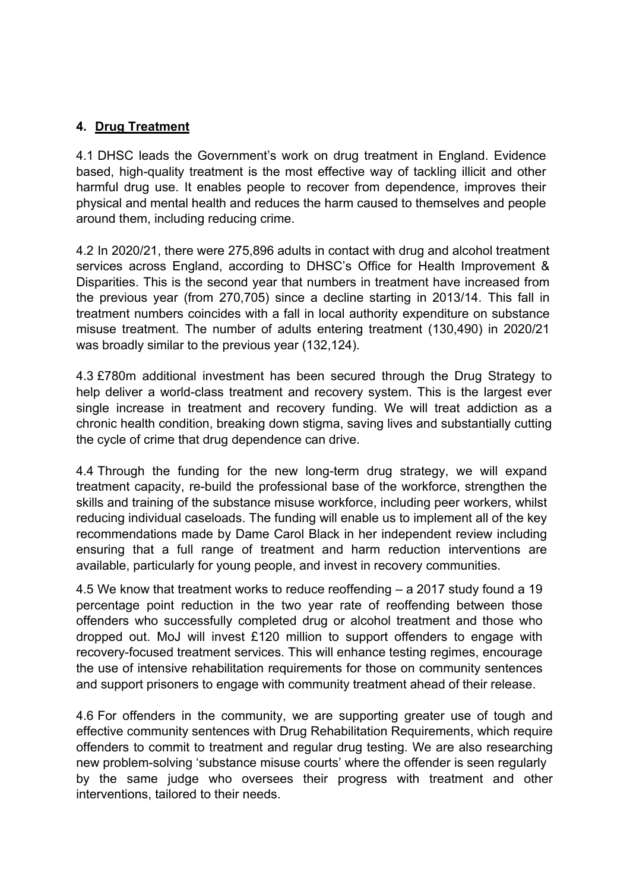## 4. Drug Treatment

4.1 DHSC leads the Government's work on drug treatment in England. Evidence based, high-quality treatment is the most effective way of tackling illicit and other harmful drug use. It enables people to recover from dependence, improves their physical and mental health and reduces the harm caused to themselves and people around them, including reducing crime.

4.2 In 2020/21, there were 275,896 adults in contact with drug and alcohol treatment services across England, according to DHSC's Office for Health Improvement & Disparities. This is the second year that numbers in treatment have increased from the previous year (from 270,705) since a decline starting in 2013/14. This fall in treatment numbers coincides with a fall in local authority expenditure on substance misuse treatment. The number of adults entering treatment (130,490) in 2020/21 was broadly similar to the previous year (132,124).

4.3 £780m additional investment has been secured through the Drug Strategy to help deliver a world-class treatment and recovery system. This is the largest ever single increase in treatment and recovery funding. We will treat addiction as a chronic health condition, breaking down stigma, saving lives and substantially cutting the cycle of crime that drug dependence can drive.

4.4 Through the funding for the new long-term drug strategy, we will expand treatment capacity, re-build the professional base of the workforce, strengthen the skills and training of the substance misuse workforce, including peer workers, whilst reducing individual caseloads. The funding will enable us to implement all of the key recommendations made by Dame Carol Black in her independent review including ensuring that a full range of treatment and harm reduction interventions are available, particularly for young people, and invest in recovery communities.

4.5 We know that treatment works to reduce reoffending – a 2017 study found a 19 percentage point reduction in the two year rate of reoffending between those offenders who successfully completed drug or alcohol treatment and those who dropped out. MoJ will invest £120 million to support offenders to engage with recovery-focused treatment services. This will enhance testing regimes, encourage the use of intensive rehabilitation requirements for those on community sentences and support prisoners to engage with community treatment ahead of their release.

4.6 For offenders in the community, we are supporting greater use of tough and effective community sentences with Drug Rehabilitation Requirements, which require offenders to commit to treatment and regular drug testing. We are also researching new problem-solving 'substance misuse courts' where the offender is seen regularly by the same judge who oversees their progress with treatment and other interventions, tailored to their needs.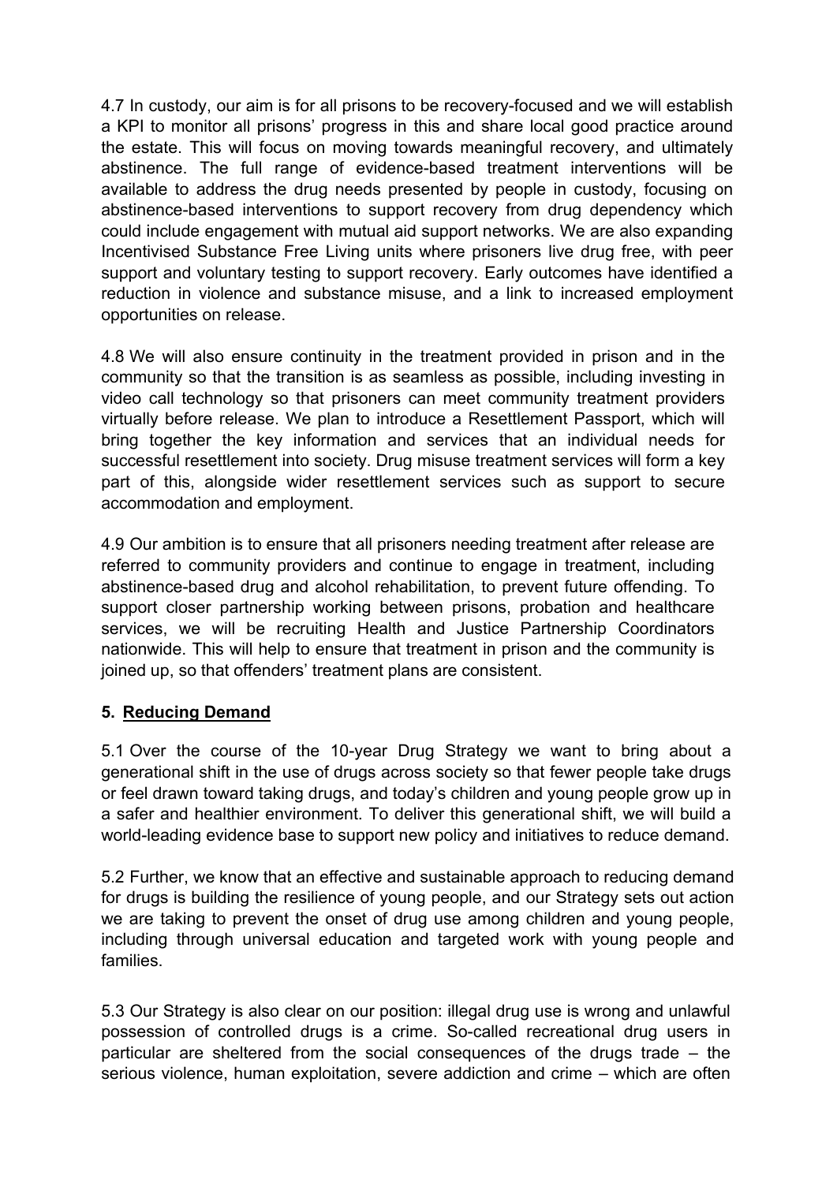4.7 In custody, our aim is for all prisons to be recovery-focused and we will establish a KPI to monitor all prisons' progress in this and share local good practice around the estate. This will focus on moving towards meaningful recovery, and ultimately abstinence. The full range of evidence-based treatment interventions will be available to address the drug needs presented by people in custody, focusing on abstinence-based interventions to support recovery from drug dependency which could include engagement with mutual aid support networks. We are also expanding Incentivised Substance Free Living units where prisoners live drug free, with peer support and voluntary testing to support recovery. Early outcomes have identified a reduction in violence and substance misuse, and a link to increased employment opportunities on release.

4.8 We will also ensure continuity in the treatment provided in prison and in the community so that the transition is as seamless as possible, including investing in video call technology so that prisoners can meet community treatment providers virtually before release. We plan to introduce a Resettlement Passport, which will bring together the key information and services that an individual needs for successful resettlement into society. Drug misuse treatment services will form a key part of this, alongside wider resettlement services such as support to secure accommodation and employment.

4.9 Our ambition is to ensure that all prisoners needing treatment after release are referred to community providers and continue to engage in treatment, including abstinence-based drug and alcohol rehabilitation, to prevent future offending. To support closer partnership working between prisons, probation and healthcare services, we will be recruiting Health and Justice Partnership Coordinators nationwide. This will help to ensure that treatment in prison and the community is joined up, so that offenders' treatment plans are consistent.

## 5. Reducing Demand

5.1 Over the course of the 10-year Drug Strategy we want to bring about a generational shift in the use of drugs across society so that fewer people take drugs or feel drawn toward taking drugs, and today's children and young people grow up in a safer and healthier environment. To deliver this generational shift, we will build a world-leading evidence base to support new policy and initiatives to reduce demand.

5.2 Further, we know that an effective and sustainable approach to reducing demand for drugs is building the resilience of young people, and our Strategy sets out action we are taking to prevent the onset of drug use among children and young people, including through universal education and targeted work with young people and families.

5.3 Our Strategy is also clear on our position: illegal drug use is wrong and unlawful possession of controlled drugs is a crime. So-called recreational drug users in particular are sheltered from the social consequences of the drugs trade – the serious violence, human exploitation, severe addiction and crime – which are often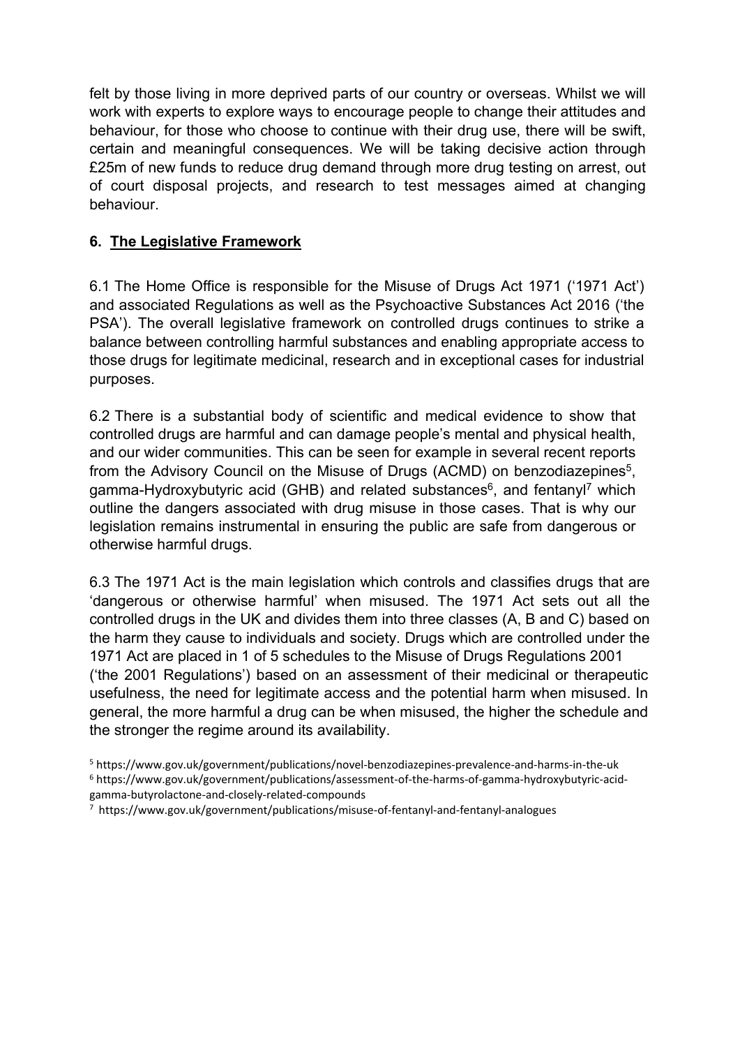felt by those living in more deprived parts of our country or overseas. Whilst we will work with experts to explore ways to encourage people to change their attitudes and behaviour, for those who choose to continue with their drug use, there will be swift, certain and meaningful consequences. We will be taking decisive action through £25m of new funds to reduce drug demand through more drug testing on arrest, out of court disposal projects, and research to test messages aimed at changing behaviour.

## 6. The Legislative Framework

6.1 The Home Office is responsible for the Misuse of Drugs Act 1971 ('1971 Act') and associated Regulations as well as the Psychoactive Substances Act 2016 ('the PSA'). The overall legislative framework on controlled drugs continues to strike a balance between controlling harmful substances and enabling appropriate access to those drugs for legitimate medicinal, research and in exceptional cases for industrial purposes.

6.2 There is a substantial body of scientific and medical evidence to show that controlled drugs are harmful and can damage people's mental and physical health, and our wider communities. This can be seen for example in several recent reports from the Advisory Council on the Misuse of Drugs (ACMD) on benzodiazepines[5], gamma-Hydroxybutyric acid (GHB) and related substances[6], and fentanyl[7] which outline the dangers associated with drug misuse in those cases. That is why our legislation remains instrumental in ensuring the public are safe from dangerous or otherwise harmful drugs.

6.3 The 1971 Act is the main legislation which controls and classifies drugs that are 'dangerous or otherwise harmful' when misused. The 1971 Act sets out all the controlled drugs in the UK and divides them into three classes (A, B and C) based on the harm they cause to individuals and society. Drugs which are controlled under the 1971 Act are placed in 1 of 5 schedules to the Misuse of Drugs Regulations 2001 ('the 2001 Regulations') based on an assessment of their medicinal or therapeutic usefulness, the need for legitimate access and the potential harm when misused. In general, the more harmful a drug can be when misused, the higher the schedule and the stronger the regime around its availability.

[5] https://www.gov.uk/government/publications/novel-benzodiazepines-prevalence-and-harms-in-the-uk

[6] https://www.gov.uk/government/publications/assessment-of-the-harms-of-gamma-hydroxybutyric-acid-gamma-butyrolactone-and-closely-related-compounds

[7] https://www.gov.uk/government/publications/misuse-of-fentanyl-and-fentanyl-analogues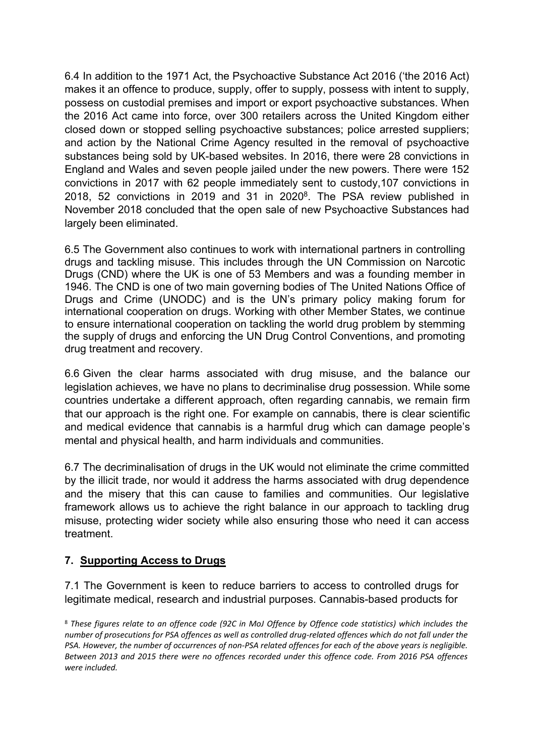6.4 In addition to the 1971 Act, the Psychoactive Substance Act 2016 ('the 2016 Act) makes it an offence to produce, supply, offer to supply, possess with intent to supply, possess on custodial premises and import or export psychoactive substances. When the 2016 Act came into force, over 300 retailers across the United Kingdom either closed down or stopped selling psychoactive substances; police arrested suppliers; and action by the National Crime Agency resulted in the removal of psychoactive substances being sold by UK-based websites. In 2016, there were 28 convictions in England and Wales and seven people jailed under the new powers. There were 152 convictions in 2017 with 62 people immediately sent to custody,107 convictions in 2018, 52 convictions in 2019 and 31 in 2020[8]. The PSA review published in November 2018 concluded that the open sale of new Psychoactive Substances had largely been eliminated.

6.5 The Government also continues to work with international partners in controlling drugs and tackling misuse. This includes through the UN Commission on Narcotic Drugs (CND) where the UK is one of 53 Members and was a founding member in 1946. The CND is one of two main governing bodies of The United Nations Office of Drugs and Crime (UNODC) and is the UN's primary policy making forum for international cooperation on drugs. Working with other Member States, we continue to ensure international cooperation on tackling the world drug problem by stemming the supply of drugs and enforcing the UN Drug Control Conventions, and promoting drug treatment and recovery.

6.6 Given the clear harms associated with drug misuse, and the balance our legislation achieves, we have no plans to decriminalise drug possession. While some countries undertake a different approach, often regarding cannabis, we remain firm that our approach is the right one. For example on cannabis, there is clear scientific and medical evidence that cannabis is a harmful drug which can damage people's mental and physical health, and harm individuals and communities.

6.7 The decriminalisation of drugs in the UK would not eliminate the crime committed by the illicit trade, nor would it address the harms associated with drug dependence and the misery that this can cause to families and communities. Our legislative framework allows us to achieve the right balance in our approach to tackling drug misuse, protecting wider society while also ensuring those who need it can access treatment.

## 7. Supporting Access to Drugs

7.1 The Government is keen to reduce barriers to access to controlled drugs for legitimate medical, research and industrial purposes. Cannabis-based products for

[8] *These figures relate to an offence code (92C in MoJ Offence by Offence code statistics) which includes the number of prosecutions for PSA offences as well as controlled drug-related offences which do not fall under the PSA. However, the number of occurrences of non-PSA related offences for each of the above years is negligible. Between 2013 and 2015 there were no offences recorded under this offence code. From 2016 PSA offences were included.*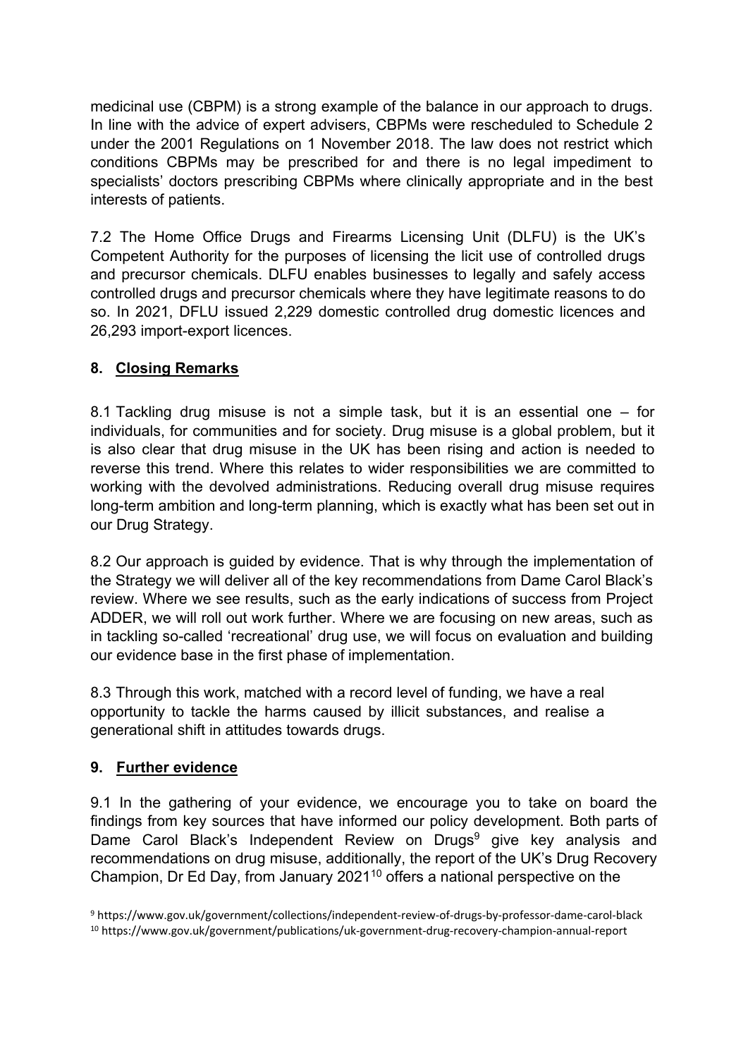medicinal use (CBPM) is a strong example of the balance in our approach to drugs. In line with the advice of expert advisers, CBPMs were rescheduled to Schedule 2 under the 2001 Regulations on 1 November 2018. The law does not restrict which conditions CBPMs may be prescribed for and there is no legal impediment to specialists' doctors prescribing CBPMs where clinically appropriate and in the best interests of patients.

7.2 The Home Office Drugs and Firearms Licensing Unit (DLFU) is the UK's Competent Authority for the purposes of licensing the licit use of controlled drugs and precursor chemicals. DLFU enables businesses to legally and safely access controlled drugs and precursor chemicals where they have legitimate reasons to do so. In 2021, DFLU issued 2,229 domestic controlled drug domestic licences and 26,293 import-export licences.

## 8. Closing Remarks

8.1 Tackling drug misuse is not a simple task, but it is an essential one – for individuals, for communities and for society. Drug misuse is a global problem, but it is also clear that drug misuse in the UK has been rising and action is needed to reverse this trend. Where this relates to wider responsibilities we are committed to working with the devolved administrations. Reducing overall drug misuse requires long-term ambition and long-term planning, which is exactly what has been set out in our Drug Strategy.

8.2 Our approach is guided by evidence. That is why through the implementation of the Strategy we will deliver all of the key recommendations from Dame Carol Black's review. Where we see results, such as the early indications of success from Project ADDER, we will roll out work further. Where we are focusing on new areas, such as in tackling so-called 'recreational' drug use, we will focus on evaluation and building our evidence base in the first phase of implementation.

8.3 Through this work, matched with a record level of funding, we have a real opportunity to tackle the harms caused by illicit substances, and realise a generational shift in attitudes towards drugs.

## 9. Further evidence

9.1 In the gathering of your evidence, we encourage you to take on board the findings from key sources that have informed our policy development. Both parts of Dame Carol Black's Independent Review on Drugs[9] give key analysis and recommendations on drug misuse, additionally, the report of the UK's Drug Recovery Champion, Dr Ed Day, from January 2021[10] offers a national perspective on the

[9] https://www.gov.uk/government/collections/independent-review-of-drugs-by-professor-dame-carol-black

[10] https://www.gov.uk/government/publications/uk-government-drug-recovery-champion-annual-report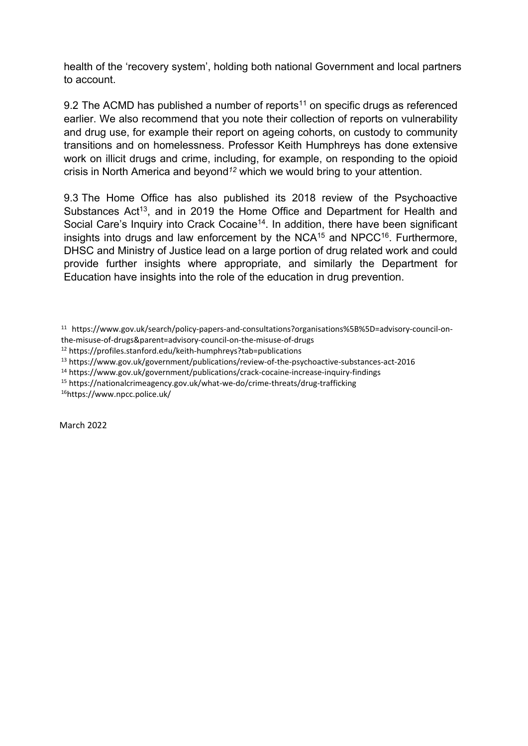health of the 'recovery system', holding both national Government and local partners to account.

9.2 The ACMD has published a number of reports[11] on specific drugs as referenced earlier. We also recommend that you note their collection of reports on vulnerability and drug use, for example their report on ageing cohorts, on custody to community transitions and on homelessness. Professor Keith Humphreys has done extensive work on illicit drugs and crime, including, for example, on responding to the opioid crisis in North America and beyond[12] which we would bring to your attention.

9.3 The Home Office has also published its 2018 review of the Psychoactive Substances Act[13], and in 2019 the Home Office and Department for Health and Social Care's Inquiry into Crack Cocaine[14]. In addition, there have been significant insights into drugs and law enforcement by the NCA[15] and NPCC[16]. Furthermore, DHSC and Ministry of Justice lead on a large portion of drug related work and could provide further insights where appropriate, and similarly the Department for Education have insights into the role of the education in drug prevention.

[11] https://www.gov.uk/search/policy-papers-and-consultations?organisations%5B%5D=advisory-council-on-the-misuse-of-drugs&parent=advisory-council-on-the-misuse-of-drugs

[12] https://profiles.stanford.edu/keith-humphreys?tab=publications

[13] https://www.gov.uk/government/publications/review-of-the-psychoactive-substances-act-2016

[14] https://www.gov.uk/government/publications/crack-cocaine-increase-inquiry-findings

[15] https://nationalcrimeagency.gov.uk/what-we-do/crime-threats/drug-trafficking

[16] https://www.npcc.police.uk/

March 2022